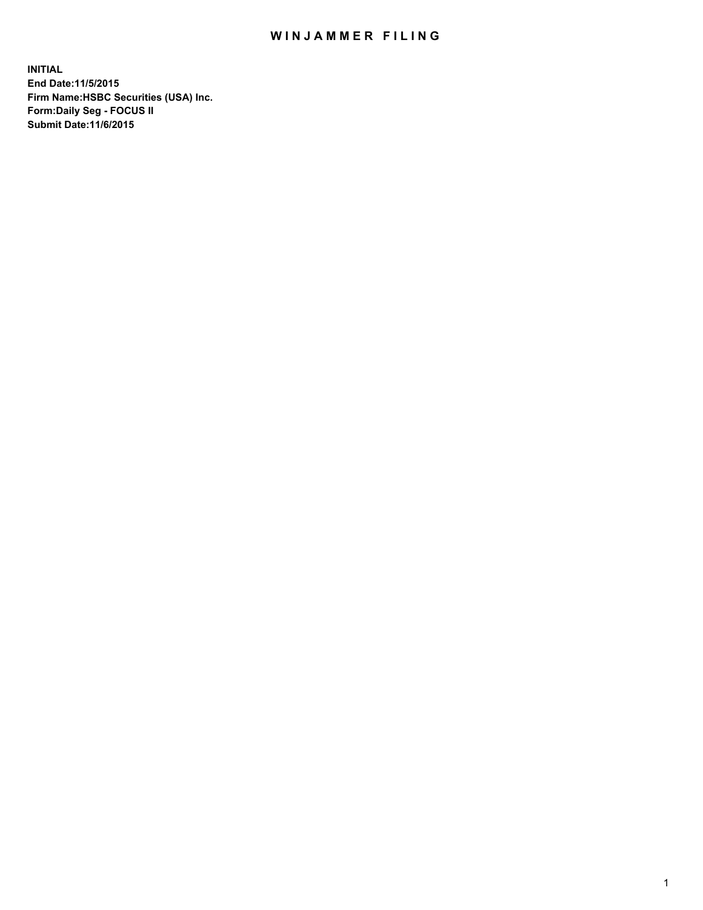# WINJAMMER FILING

**INITIAL**
**End Date:11/5/2015**
**Firm Name:HSBC Securities (USA) Inc.**
**Form:Daily Seg - FOCUS II**
**Submit Date:11/6/2015**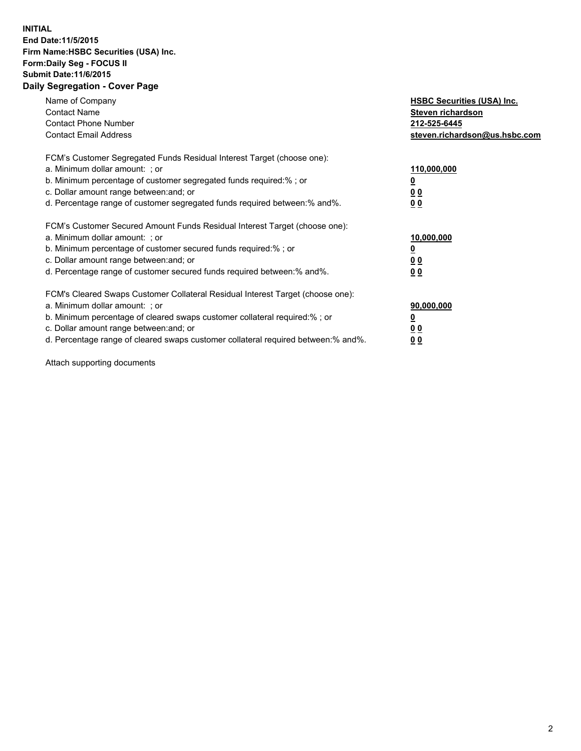**INITIAL**
**End Date:11/5/2015**
**Firm Name:HSBC Securities (USA) Inc.**
**Form:Daily Seg - FOCUS II**
**Submit Date:11/6/2015**

## Daily Segregation - Cover Page

| | |
|---|---|
| Name of Company | **HSBC Securities (USA) Inc.** |
| Contact Name | **Steven richardson** |
| Contact Phone Number | **212-525-6445** |
| Contact Email Address | **steven.richardson@us.hsbc.com** |

FCM's Customer Segregated Funds Residual Interest Target (choose one):

| | |
|---|---|
| a. Minimum dollar amount: ; or | **110,000,000** |
| b. Minimum percentage of customer segregated funds required:% ; or | **0** |
| c. Dollar amount range between:and; or | **0 0** |
| d. Percentage range of customer segregated funds required between:% and%. | **0 0** |

FCM's Customer Secured Amount Funds Residual Interest Target (choose one):

| | |
|---|---|
| a. Minimum dollar amount: ; or | **10,000,000** |
| b. Minimum percentage of customer secured funds required:% ; or | **0** |
| c. Dollar amount range between:and; or | **0 0** |
| d. Percentage range of customer secured funds required between:% and%. | **0 0** |

FCM's Cleared Swaps Customer Collateral Residual Interest Target (choose one):

| | |
|---|---|
| a. Minimum dollar amount: ; or | **90,000,000** |
| b. Minimum percentage of cleared swaps customer collateral required:% ; or | **0** |
| c. Dollar amount range between:and; or | **0 0** |
| d. Percentage range of cleared swaps customer collateral required between:% and%. | **0 0** |

Attach supporting documents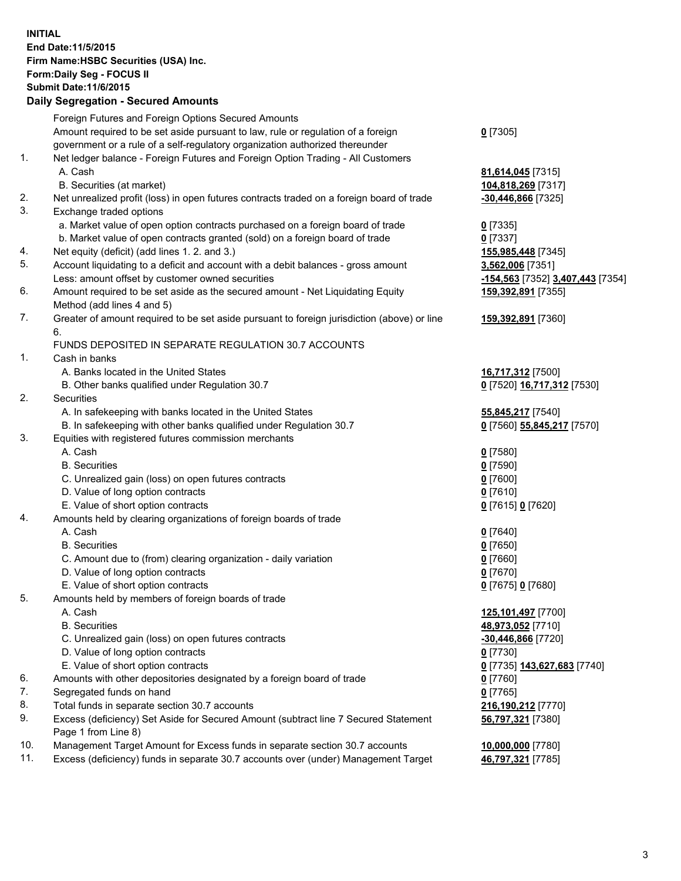**INITIAL**
**End Date:11/5/2015**
**Firm Name:HSBC Securities (USA) Inc.**
**Form:Daily Seg - FOCUS II**
**Submit Date:11/6/2015**

## Daily Segregation - Secured Amounts

| | | |
|---|---|---|
| | Foreign Futures and Foreign Options Secured Amounts | |
| | Amount required to be set aside pursuant to law, rule or regulation of a foreign government or a rule of a self-regulatory organization authorized thereunder | **0** [7305] |
| 1. | Net ledger balance - Foreign Futures and Foreign Option Trading - All Customers | |
| | A. Cash | **81,614,045** [7315] |
| | B. Securities (at market) | **104,818,269** [7317] |
| 2. | Net unrealized profit (loss) in open futures contracts traded on a foreign board of trade | **-30,446,866** [7325] |
| 3. | Exchange traded options | |
| | a. Market value of open option contracts purchased on a foreign board of trade | **0** [7335] |
| | b. Market value of open contracts granted (sold) on a foreign board of trade | **0** [7337] |
| 4. | Net equity (deficit) (add lines 1. 2. and 3.) | **155,985,448** [7345] |
| 5. | Account liquidating to a deficit and account with a debit balances - gross amount | **3,562,006** [7351] |
| | Less: amount offset by customer owned securities | **-154,563** [7352] **3,407,443** [7354] |
| 6. | Amount required to be set aside as the secured amount - Net Liquidating Equity Method (add lines 4 and 5) | **159,392,891** [7355] |
| 7. | Greater of amount required to be set aside pursuant to foreign jurisdiction (above) or line 6. | **159,392,891** [7360] |
| | FUNDS DEPOSITED IN SEPARATE REGULATION 30.7 ACCOUNTS | |
| 1. | Cash in banks | |
| | A. Banks located in the United States | **16,717,312** [7500] |
| | B. Other banks qualified under Regulation 30.7 | **0** [7520] **16,717,312** [7530] |
| 2. | Securities | |
| | A. In safekeeping with banks located in the United States | **55,845,217** [7540] |
| | B. In safekeeping with other banks qualified under Regulation 30.7 | **0** [7560] **55,845,217** [7570] |
| 3. | Equities with registered futures commission merchants | |
| | A. Cash | **0** [7580] |
| | B. Securities | **0** [7590] |
| | C. Unrealized gain (loss) on open futures contracts | **0** [7600] |
| | D. Value of long option contracts | **0** [7610] |
| | E. Value of short option contracts | **0** [7615] **0** [7620] |
| 4. | Amounts held by clearing organizations of foreign boards of trade | |
| | A. Cash | **0** [7640] |
| | B. Securities | **0** [7650] |
| | C. Amount due to (from) clearing organization - daily variation | **0** [7660] |
| | D. Value of long option contracts | **0** [7670] |
| | E. Value of short option contracts | **0** [7675] **0** [7680] |
| 5. | Amounts held by members of foreign boards of trade | |
| | A. Cash | **125,101,497** [7700] |
| | B. Securities | **48,973,052** [7710] |
| | C. Unrealized gain (loss) on open futures contracts | **-30,446,866** [7720] |
| | D. Value of long option contracts | **0** [7730] |
| | E. Value of short option contracts | **0** [7735] **143,627,683** [7740] |
| 6. | Amounts with other depositories designated by a foreign board of trade | **0** [7760] |
| 7. | Segregated funds on hand | **0** [7765] |
| 8. | Total funds in separate section 30.7 accounts | **216,190,212** [7770] |
| 9. | Excess (deficiency) Set Aside for Secured Amount (subtract line 7 Secured Statement Page 1 from Line 8) | **56,797,321** [7380] |
| 10. | Management Target Amount for Excess funds in separate section 30.7 accounts | **10,000,000** [7780] |
| 11. | Excess (deficiency) funds in separate 30.7 accounts over (under) Management Target | **46,797,321** [7785] |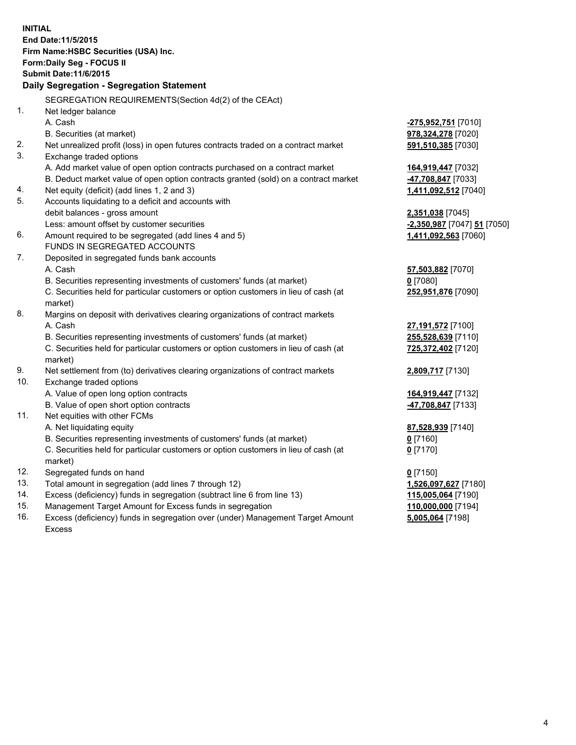**INITIAL**
**End Date:11/5/2015**
**Firm Name:HSBC Securities (USA) Inc.**
**Form:Daily Seg - FOCUS II**
**Submit Date:11/6/2015**

**Daily Segregation - Segregation Statement**

SEGREGATION REQUIREMENTS(Section 4d(2) of the CEAct)

| | | |
|---|---|---|
| 1. | Net ledger balance | |
| | A. Cash | **-275,952,751** [7010] |
| | B. Securities (at market) | **978,324,278** [7020] |
| 2. | Net unrealized profit (loss) in open futures contracts traded on a contract market | **591,510,385** [7030] |
| 3. | Exchange traded options | |
| | A. Add market value of open option contracts purchased on a contract market | **164,919,447** [7032] |
| | B. Deduct market value of open option contracts granted (sold) on a contract market | **-47,708,847** [7033] |
| 4. | Net equity (deficit) (add lines 1, 2 and 3) | **1,411,092,512** [7040] |
| 5. | Accounts liquidating to a deficit and accounts with debit balances - gross amount | **2,351,038** [7045] |
| | Less: amount offset by customer securities | **-2,350,987** [7047] **51** [7050] |
| 6. | Amount required to be segregated (add lines 4 and 5) | **1,411,092,563** [7060] |
| | FUNDS IN SEGREGATED ACCOUNTS | |
| 7. | Deposited in segregated funds bank accounts | |
| | A. Cash | **57,503,882** [7070] |
| | B. Securities representing investments of customers' funds (at market) | **0** [7080] |
| | C. Securities held for particular customers or option customers in lieu of cash (at market) | **252,951,876** [7090] |
| 8. | Margins on deposit with derivatives clearing organizations of contract markets | |
| | A. Cash | **27,191,572** [7100] |
| | B. Securities representing investments of customers' funds (at market) | **255,528,639** [7110] |
| | C. Securities held for particular customers or option customers in lieu of cash (at market) | **725,372,402** [7120] |
| 9. | Net settlement from (to) derivatives clearing organizations of contract markets | **2,809,717** [7130] |
| 10. | Exchange traded options | |
| | A. Value of open long option contracts | **164,919,447** [7132] |
| | B. Value of open short option contracts | **-47,708,847** [7133] |
| 11. | Net equities with other FCMs | |
| | A. Net liquidating equity | **87,528,939** [7140] |
| | B. Securities representing investments of customers' funds (at market) | **0** [7160] |
| | C. Securities held for particular customers or option customers in lieu of cash (at market) | **0** [7170] |
| 12. | Segregated funds on hand | **0** [7150] |
| 13. | Total amount in segregation (add lines 7 through 12) | **1,526,097,627** [7180] |
| 14. | Excess (deficiency) funds in segregation (subtract line 6 from line 13) | **115,005,064** [7190] |
| 15. | Management Target Amount for Excess funds in segregation | **110,000,000** [7194] |
| 16. | Excess (deficiency) funds in segregation over (under) Management Target Amount Excess | **5,005,064** [7198] |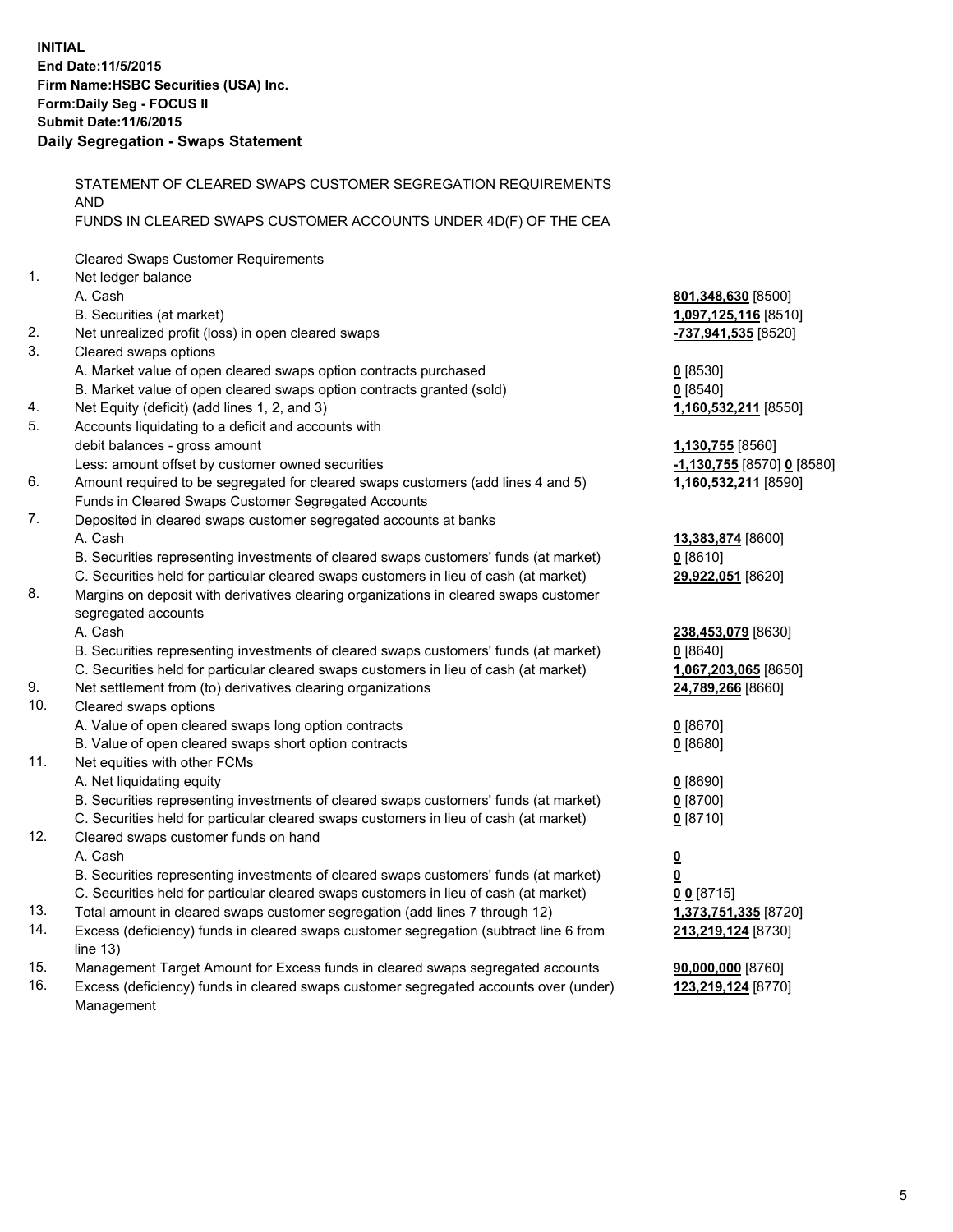**INITIAL**
**End Date:11/5/2015**
**Firm Name:HSBC Securities (USA) Inc.**
**Form:Daily Seg - FOCUS II**
**Submit Date:11/6/2015**
**Daily Segregation - Swaps Statement**

STATEMENT OF CLEARED SWAPS CUSTOMER SEGREGATION REQUIREMENTS AND
FUNDS IN CLEARED SWAPS CUSTOMER ACCOUNTS UNDER 4D(F) OF THE CEA

| | | |
|---|---|---|
| | Cleared Swaps Customer Requirements | |
| 1. | Net ledger balance | |
| | A. Cash | **801,348,630** [8500] |
| | B. Securities (at market) | **1,097,125,116** [8510] |
| 2. | Net unrealized profit (loss) in open cleared swaps | **-737,941,535** [8520] |
| 3. | Cleared swaps options | |
| | A. Market value of open cleared swaps option contracts purchased | **0** [8530] |
| | B. Market value of open cleared swaps option contracts granted (sold) | **0** [8540] |
| 4. | Net Equity (deficit) (add lines 1, 2, and 3) | **1,160,532,211** [8550] |
| 5. | Accounts liquidating to a deficit and accounts with debit balances - gross amount | **1,130,755** [8560] |
| | Less: amount offset by customer owned securities | **-1,130,755** [8570] **0** [8580] |
| 6. | Amount required to be segregated for cleared swaps customers (add lines 4 and 5) | **1,160,532,211** [8590] |
| | Funds in Cleared Swaps Customer Segregated Accounts | |
| 7. | Deposited in cleared swaps customer segregated accounts at banks | |
| | A. Cash | **13,383,874** [8600] |
| | B. Securities representing investments of cleared swaps customers' funds (at market) | **0** [8610] |
| | C. Securities held for particular cleared swaps customers in lieu of cash (at market) | **29,922,051** [8620] |
| 8. | Margins on deposit with derivatives clearing organizations in cleared swaps customer segregated accounts | |
| | A. Cash | **238,453,079** [8630] |
| | B. Securities representing investments of cleared swaps customers' funds (at market) | **0** [8640] |
| | C. Securities held for particular cleared swaps customers in lieu of cash (at market) | **1,067,203,065** [8650] |
| 9. | Net settlement from (to) derivatives clearing organizations | **24,789,266** [8660] |
| 10. | Cleared swaps options | |
| | A. Value of open cleared swaps long option contracts | **0** [8670] |
| | B. Value of open cleared swaps short option contracts | **0** [8680] |
| 11. | Net equities with other FCMs | |
| | A. Net liquidating equity | **0** [8690] |
| | B. Securities representing investments of cleared swaps customers' funds (at market) | **0** [8700] |
| | C. Securities held for particular cleared swaps customers in lieu of cash (at market) | **0** [8710] |
| 12. | Cleared swaps customer funds on hand | |
| | A. Cash | **0** |
| | B. Securities representing investments of cleared swaps customers' funds (at market) | **0** |
| | C. Securities held for particular cleared swaps customers in lieu of cash (at market) | **0** **0** [8715] |
| 13. | Total amount in cleared swaps customer segregation (add lines 7 through 12) | **1,373,751,335** [8720] |
| 14. | Excess (deficiency) funds in cleared swaps customer segregation (subtract line 6 from line 13) | **213,219,124** [8730] |
| 15. | Management Target Amount for Excess funds in cleared swaps segregated accounts | **90,000,000** [8760] |
| 16. | Excess (deficiency) funds in cleared swaps customer segregated accounts over (under) Management | **123,219,124** [8770] |